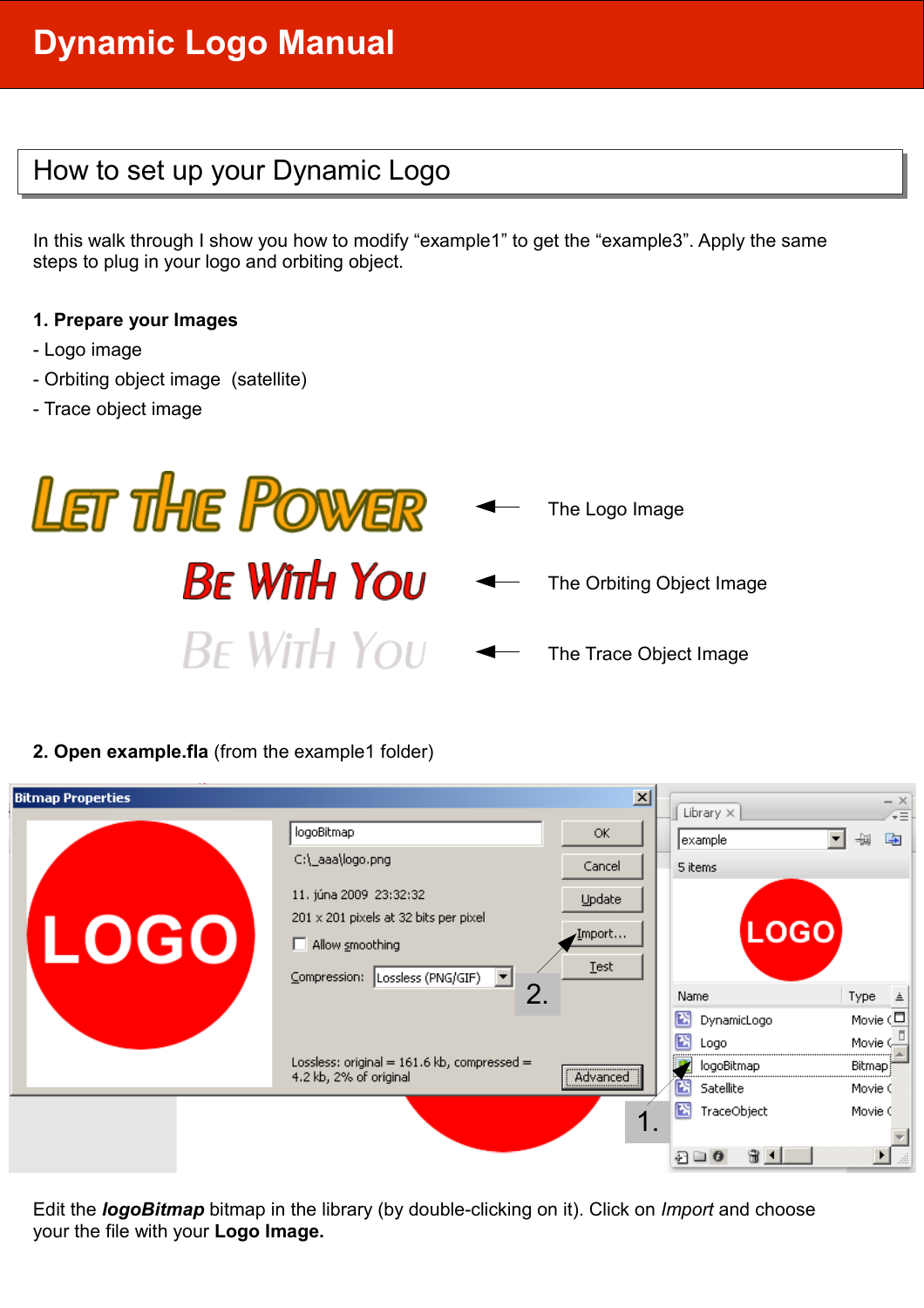# Dynamic Logo Manual

## How to set up your Dynamic Logo

In this walk through I show you how to modify “example1” to get the “example3”. Apply the same steps to plug in your logo and orbiting object.

**1. Prepare your Images**

- Logo image
- Orbiting object image (satellite)
- Trace object image

The Logo Image

The Orbiting Object Image

The Trace Object Image

**2. Open example.fla** (from the example1 folder)

Edit the ***logoBitmap*** bitmap in the library (by double-clicking on it). Click on *Import* and choose your the file with your **Logo Image.**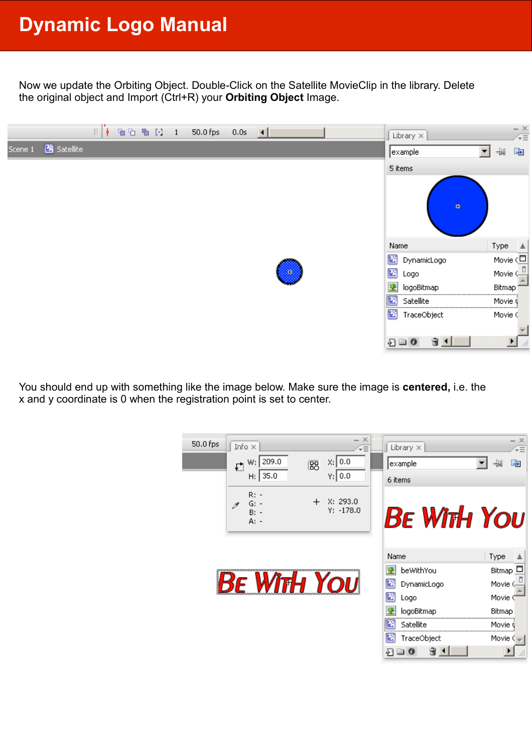# Dynamic Logo Manual

Now we update the Orbiting Object. Double-Click on the Satellite MovieClip in the library. Delete the original object and Import (Ctrl+R) your **Orbiting Object** Image.

You should end up with something like the image below. Make sure the image is **centered,** i.e. the x and y coordinate is 0 when the registration point is set to center.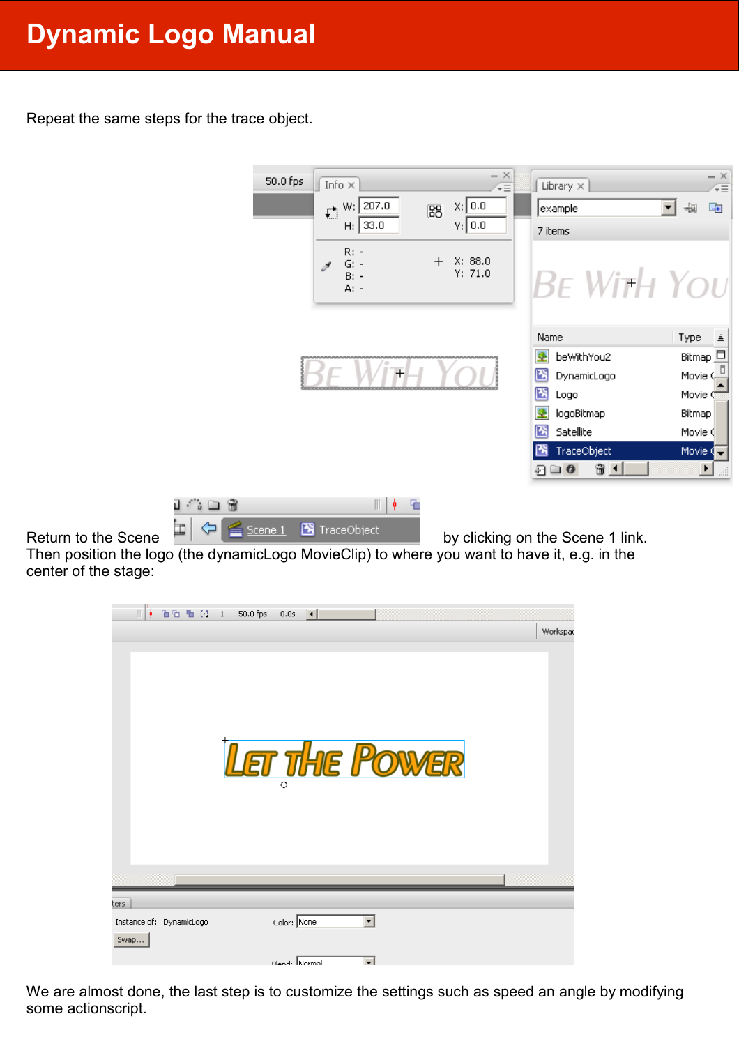# Dynamic Logo Manual

Repeat the same steps for the trace object.

Return to the Scene by clicking on the Scene 1 link. Then position the logo (the dynamicLogo MovieClip) to where you want to have it, e.g. in the center of the stage:

We are almost done, the last step is to customize the settings such as speed an angle by modifying some actionscript.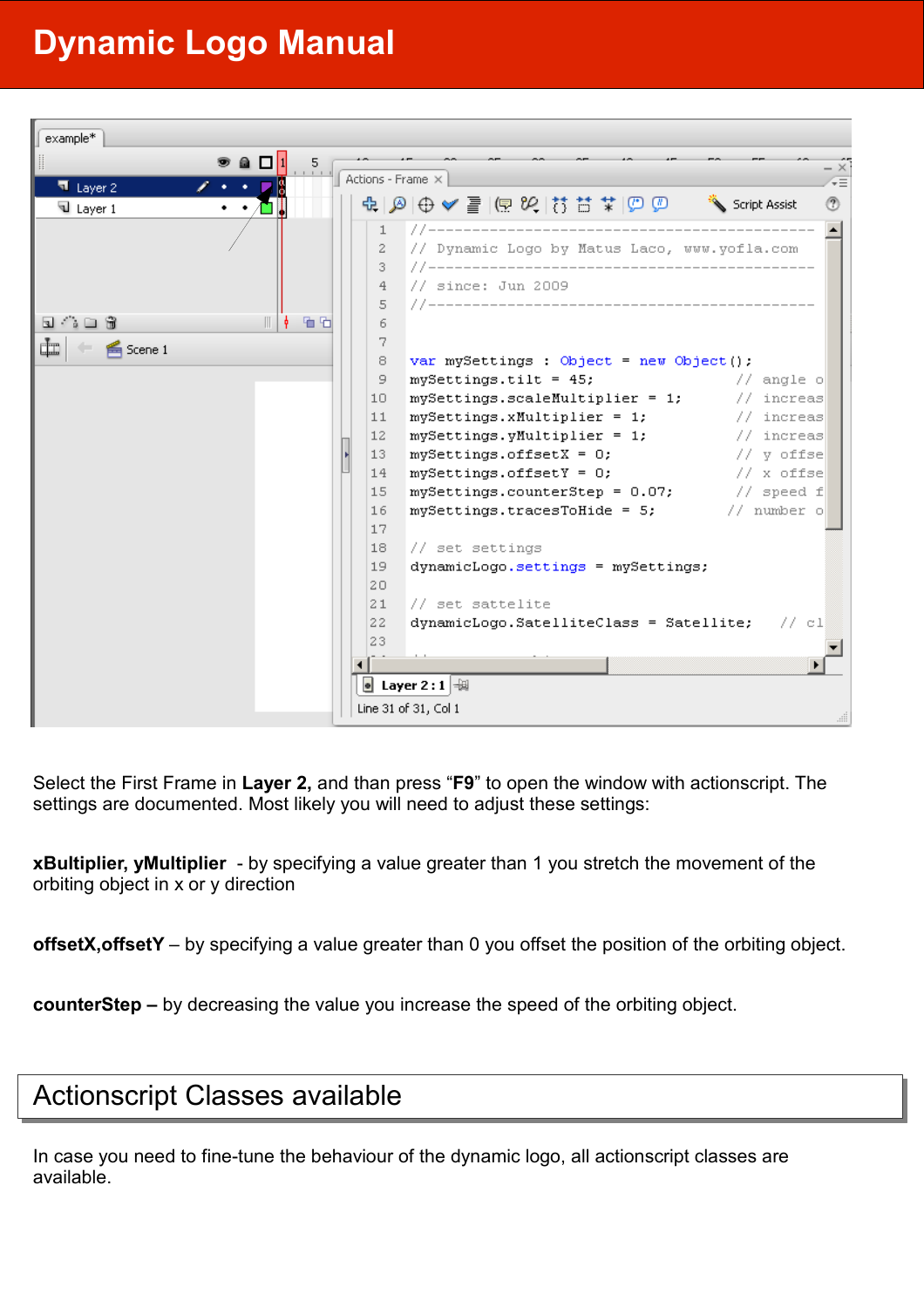# Dynamic Logo Manual

```
//-------------------------------------------------
// Dynamic Logo by Matus Laco, www.yofla.com
//-------------------------------------------------
// since: Jun 2009
//-------------------------------------------------


var mySettings : Object = new Object();
mySettings.tilt = 45;                    // angle o
mySettings.scaleMultiplier = 1;          // increas
mySettings.xMultiplier = 1;              // increas
mySettings.yMultiplier = 1;              // increas
mySettings.offsetX = 0;                  // y offse
mySettings.offsetY = 0;                  // x offse
mySettings.counterStep = 0.07;           // speed f
mySettings.tracesToHide = 5;            // number o

// set settings
dynamicLogo.settings = mySettings;

// set sattelite
dynamicLogo.SatelliteClass = Satellite;    // cl
```

Select the First Frame in **Layer 2,** and than press "**F9**" to open the window with actionscript. The settings are documented. Most likely you will need to adjust these settings:

**xBultiplier, yMultiplier** - by specifying a value greater than 1 you stretch the movement of the orbiting object in x or y direction

**offsetX,offsetY** – by specifying a value greater than 0 you offset the position of the orbiting object.

**counterStep –** by decreasing the value you increase the speed of the orbiting object.

## Actionscript Classes available

In case you need to fine-tune the behaviour of the dynamic logo, all actionscript classes are available.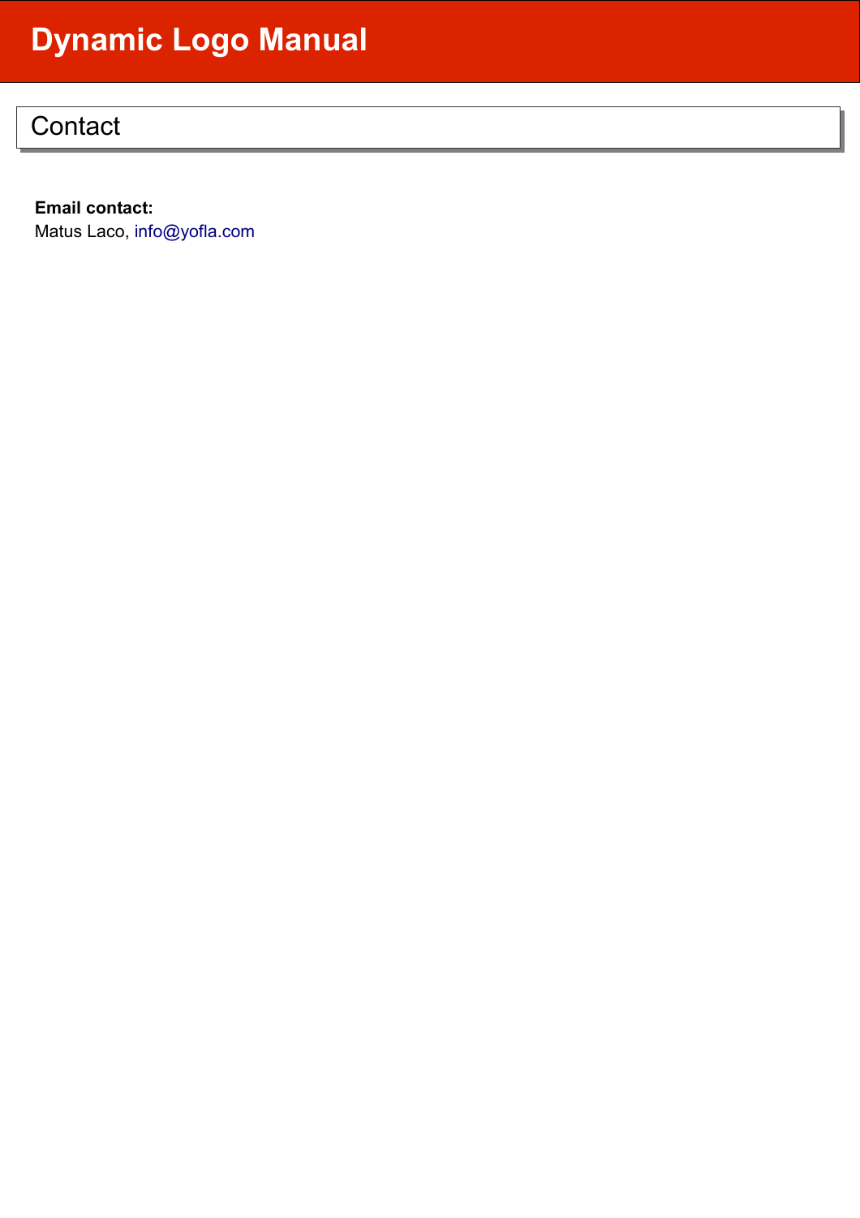# Dynamic Logo Manual

## Contact

**Email contact:**
Matus Laco, info@yofla.com